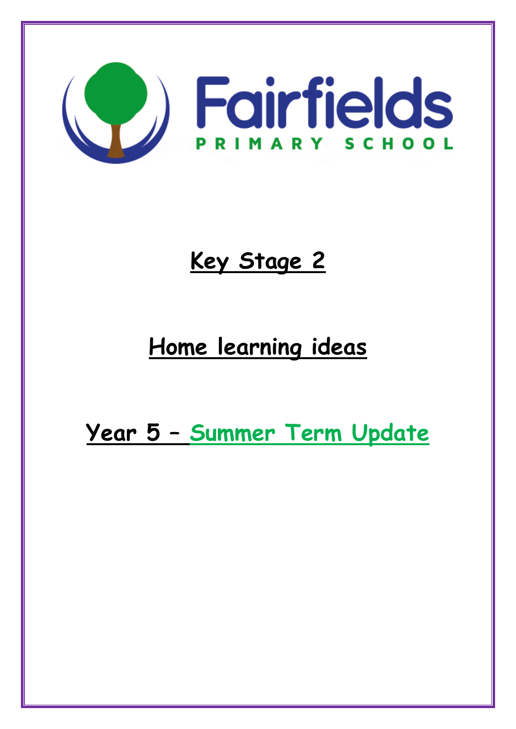Fairfields
PRIMARY SCHOOL

# Key Stage 2

# Home learning ideas

# Year 5 – Summer Term Update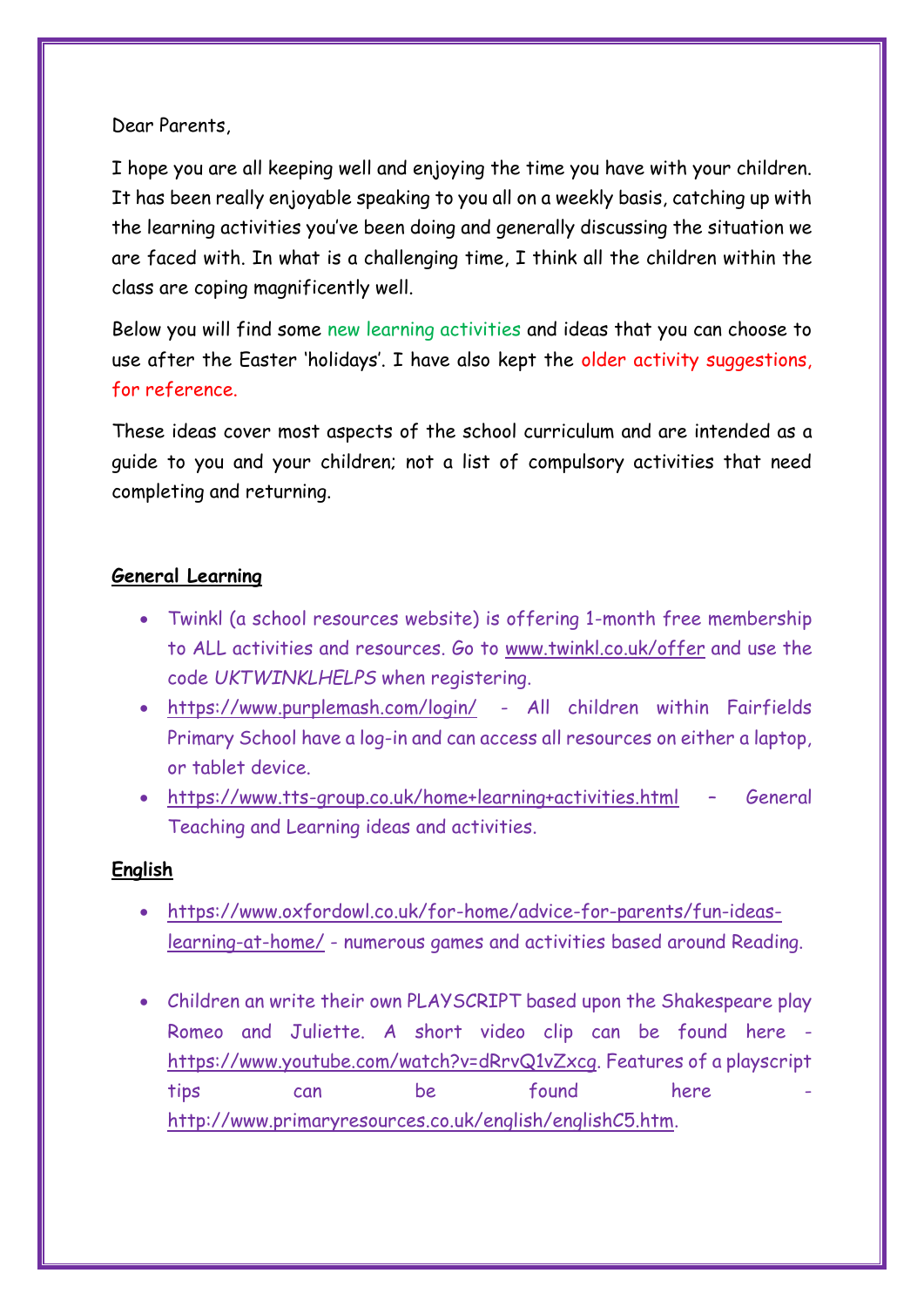Dear Parents,

I hope you are all keeping well and enjoying the time you have with your children. It has been really enjoyable speaking to you all on a weekly basis, catching up with the learning activities you've been doing and generally discussing the situation we are faced with. In what is a challenging time, I think all the children within the class are coping magnificently well.

Below you will find some new learning activities and ideas that you can choose to use after the Easter 'holidays'. I have also kept the older activity suggestions, for reference.

These ideas cover most aspects of the school curriculum and are intended as a guide to you and your children; not a list of compulsory activities that need completing and returning.

**General Learning**

- Twinkl (a school resources website) is offering 1-month free membership to ALL activities and resources. Go to www.twinkl.co.uk/offer and use the code *UKTWINKLHELPS* when registering.
- https://www.purplemash.com/login/ - All children within Fairfields Primary School have a log-in and can access all resources on either a laptop, or tablet device.
- https://www.tts-group.co.uk/home+learning+activities.html – General Teaching and Learning ideas and activities.

**English**

- https://www.oxfordowl.co.uk/for-home/advice-for-parents/fun-ideas-learning-at-home/ - numerous games and activities based around Reading.

- Children an write their own PLAYSCRIPT based upon the Shakespeare play Romeo and Juliette. A short video clip can be found here - https://www.youtube.com/watch?v=dRrvQ1vZxcg. Features of a playscript tips can be found here - http://www.primaryresources.co.uk/english/englishC5.htm.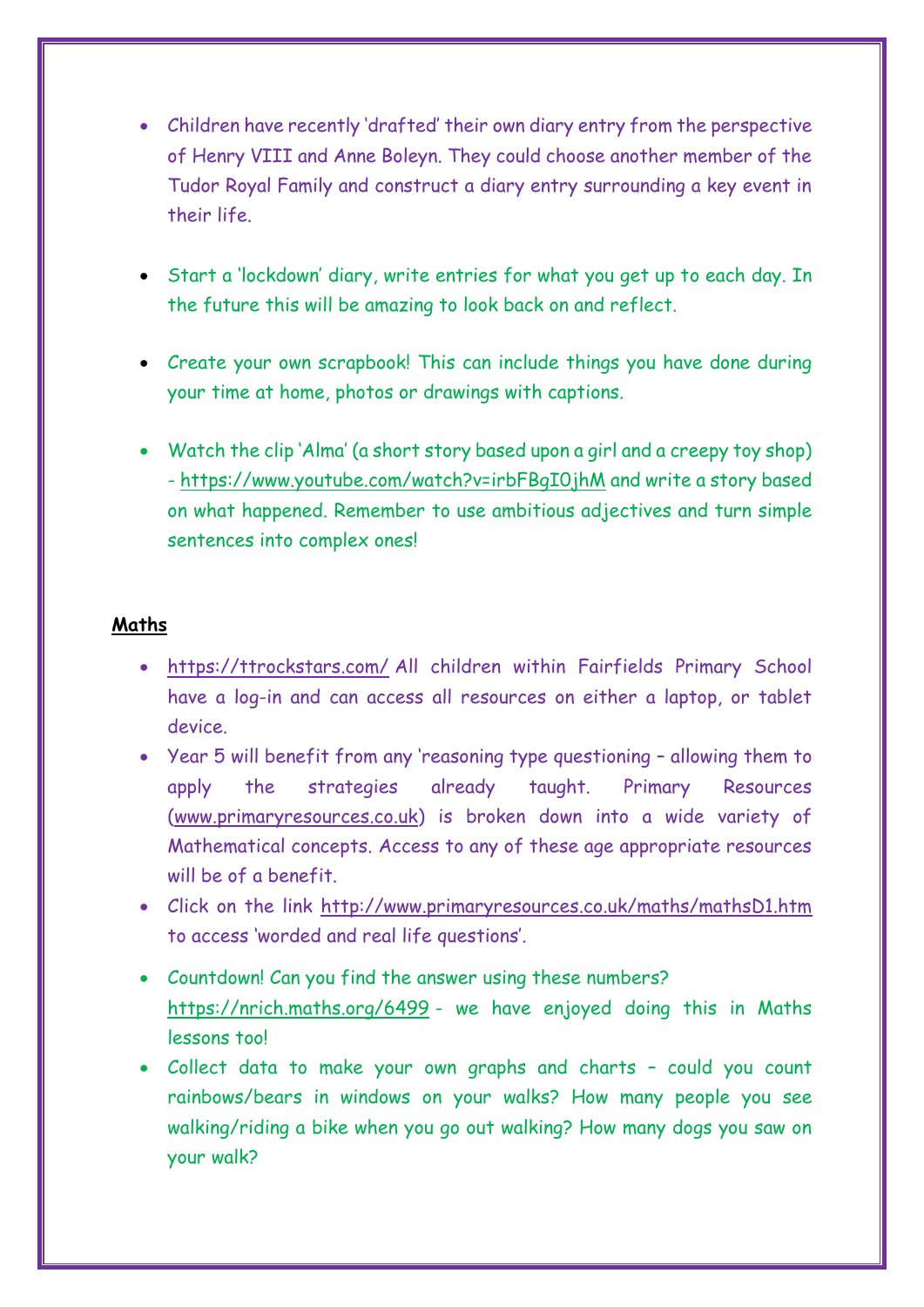- Children have recently 'drafted' their own diary entry from the perspective of Henry VIII and Anne Boleyn. They could choose another member of the Tudor Royal Family and construct a diary entry surrounding a key event in their life.

- Start a 'lockdown' diary, write entries for what you get up to each day. In the future this will be amazing to look back on and reflect.

- Create your own scrapbook! This can include things you have done during your time at home, photos or drawings with captions.

- Watch the clip 'Alma' (a short story based upon a girl and a creepy toy shop) - https://www.youtube.com/watch?v=irbFBgI0jhM and write a story based on what happened. Remember to use ambitious adjectives and turn simple sentences into complex ones!

**Maths**

- https://ttrockstars.com/ All children within Fairfields Primary School have a log-in and can access all resources on either a laptop, or tablet device.
- Year 5 will benefit from any 'reasoning type questioning – allowing them to apply the strategies already taught. Primary Resources (www.primaryresources.co.uk) is broken down into a wide variety of Mathematical concepts. Access to any of these age appropriate resources will be of a benefit.
- Click on the link http://www.primaryresources.co.uk/maths/mathsD1.htm to access 'worded and real life questions'.
- Countdown! Can you find the answer using these numbers? https://nrich.maths.org/6499 - we have enjoyed doing this in Maths lessons too!
- Collect data to make your own graphs and charts – could you count rainbows/bears in windows on your walks? How many people you see walking/riding a bike when you go out walking? How many dogs you saw on your walk?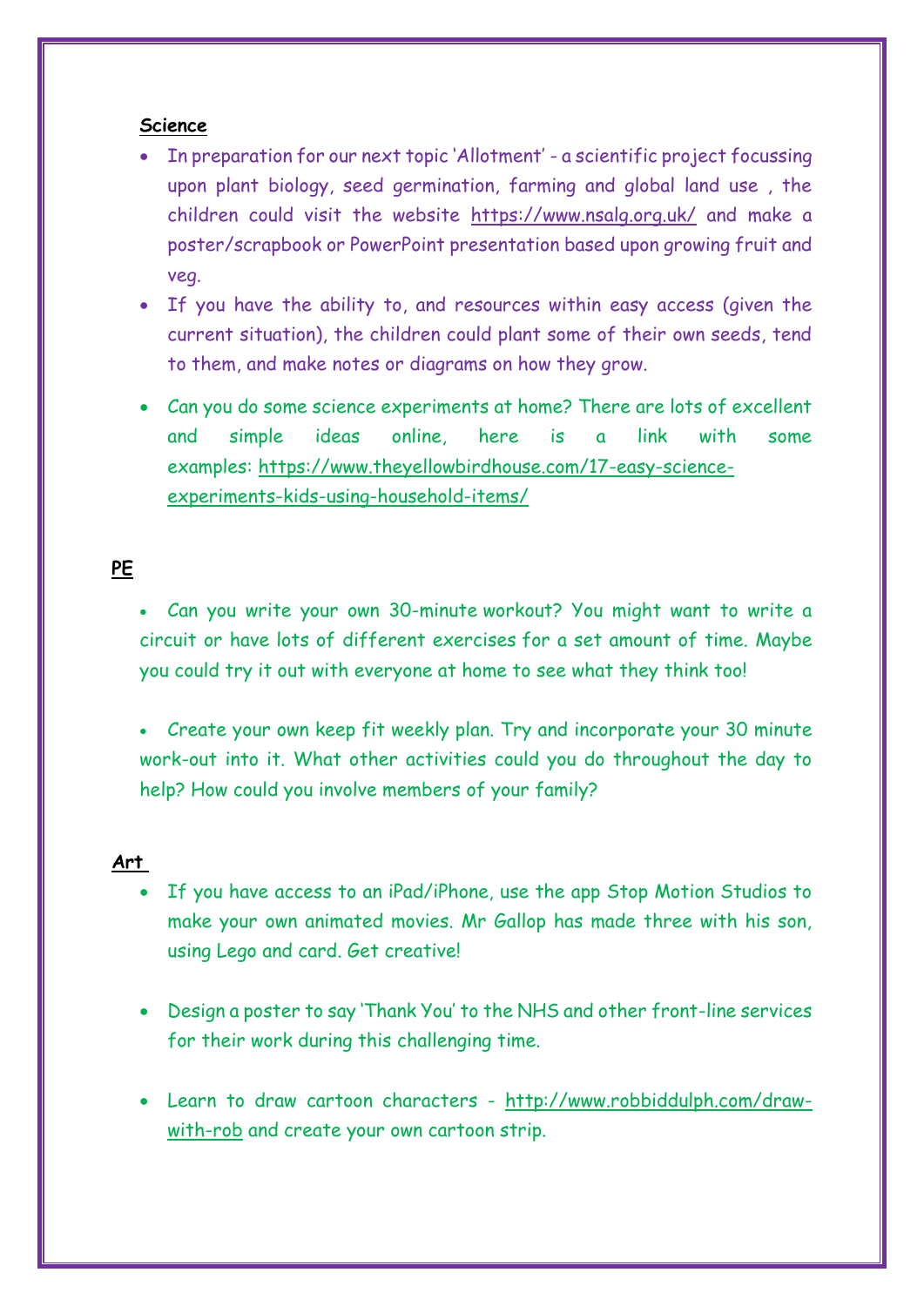**Science**

- In preparation for our next topic 'Allotment' - a scientific project focussing upon plant biology, seed germination, farming and global land use , the children could visit the website https://www.nsalg.org.uk/ and make a poster/scrapbook or PowerPoint presentation based upon growing fruit and veg.
- If you have the ability to, and resources within easy access (given the current situation), the children could plant some of their own seeds, tend to them, and make notes or diagrams on how they grow.
- Can you do some science experiments at home? There are lots of excellent and simple ideas online, here is a link with some examples: https://www.theyellowbirdhouse.com/17-easy-science-experiments-kids-using-household-items/

**PE**

- Can you write your own 30-minute workout? You might want to write a circuit or have lots of different exercises for a set amount of time. Maybe you could try it out with everyone at home to see what they think too!

- Create your own keep fit weekly plan. Try and incorporate your 30 minute work-out into it. What other activities could you do throughout the day to help? How could you involve members of your family?

**Art**

- If you have access to an iPad/iPhone, use the app Stop Motion Studios to make your own animated movies. Mr Gallop has made three with his son, using Lego and card. Get creative!

- Design a poster to say 'Thank You' to the NHS and other front-line services for their work during this challenging time.

- Learn to draw cartoon characters - http://www.robbiddulph.com/draw-with-rob and create your own cartoon strip.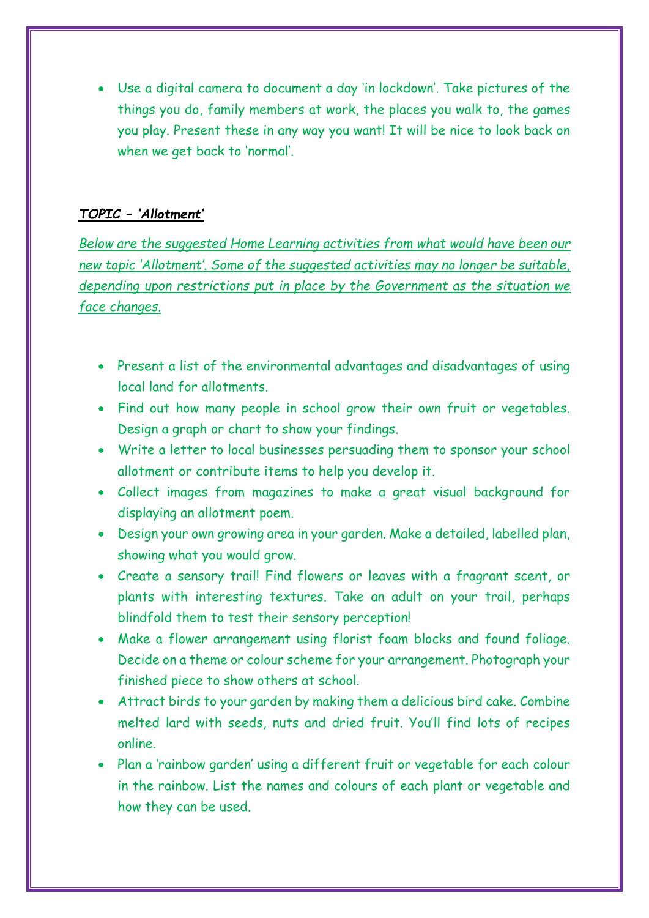- Use a digital camera to document a day 'in lockdown'. Take pictures of the things you do, family members at work, the places you walk to, the games you play. Present these in any way you want! It will be nice to look back on when we get back to 'normal'.

***TOPIC – 'Allotment'***

*Below are the suggested Home Learning activities from what would have been our new topic 'Allotment'. Some of the suggested activities may no longer be suitable, depending upon restrictions put in place by the Government as the situation we face changes.*

- Present a list of the environmental advantages and disadvantages of using local land for allotments.
- Find out how many people in school grow their own fruit or vegetables. Design a graph or chart to show your findings.
- Write a letter to local businesses persuading them to sponsor your school allotment or contribute items to help you develop it.
- Collect images from magazines to make a great visual background for displaying an allotment poem.
- Design your own growing area in your garden. Make a detailed, labelled plan, showing what you would grow.
- Create a sensory trail! Find flowers or leaves with a fragrant scent, or plants with interesting textures. Take an adult on your trail, perhaps blindfold them to test their sensory perception!
- Make a flower arrangement using florist foam blocks and found foliage. Decide on a theme or colour scheme for your arrangement. Photograph your finished piece to show others at school.
- Attract birds to your garden by making them a delicious bird cake. Combine melted lard with seeds, nuts and dried fruit. You'll find lots of recipes online.
- Plan a 'rainbow garden' using a different fruit or vegetable for each colour in the rainbow. List the names and colours of each plant or vegetable and how they can be used.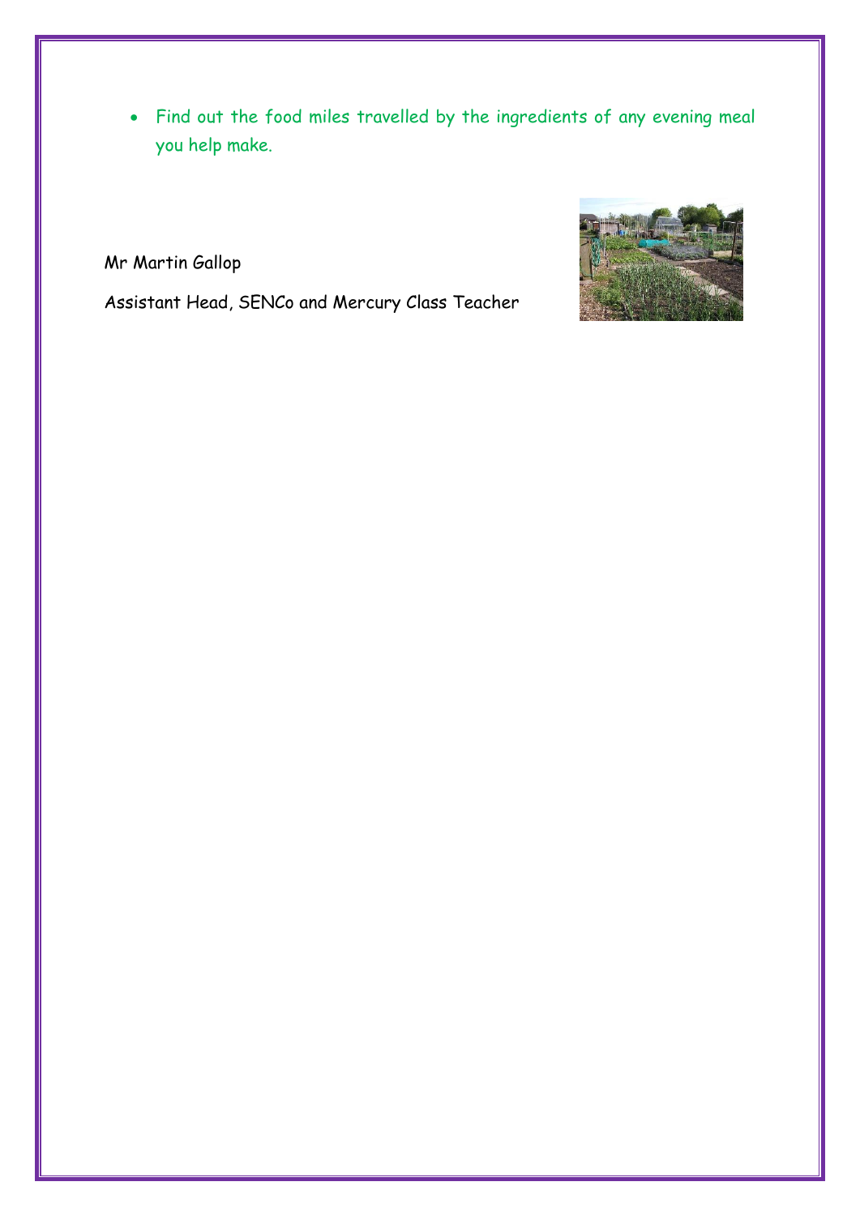- Find out the food miles travelled by the ingredients of any evening meal you help make.

Mr Martin Gallop

Assistant Head, SENCo and Mercury Class Teacher